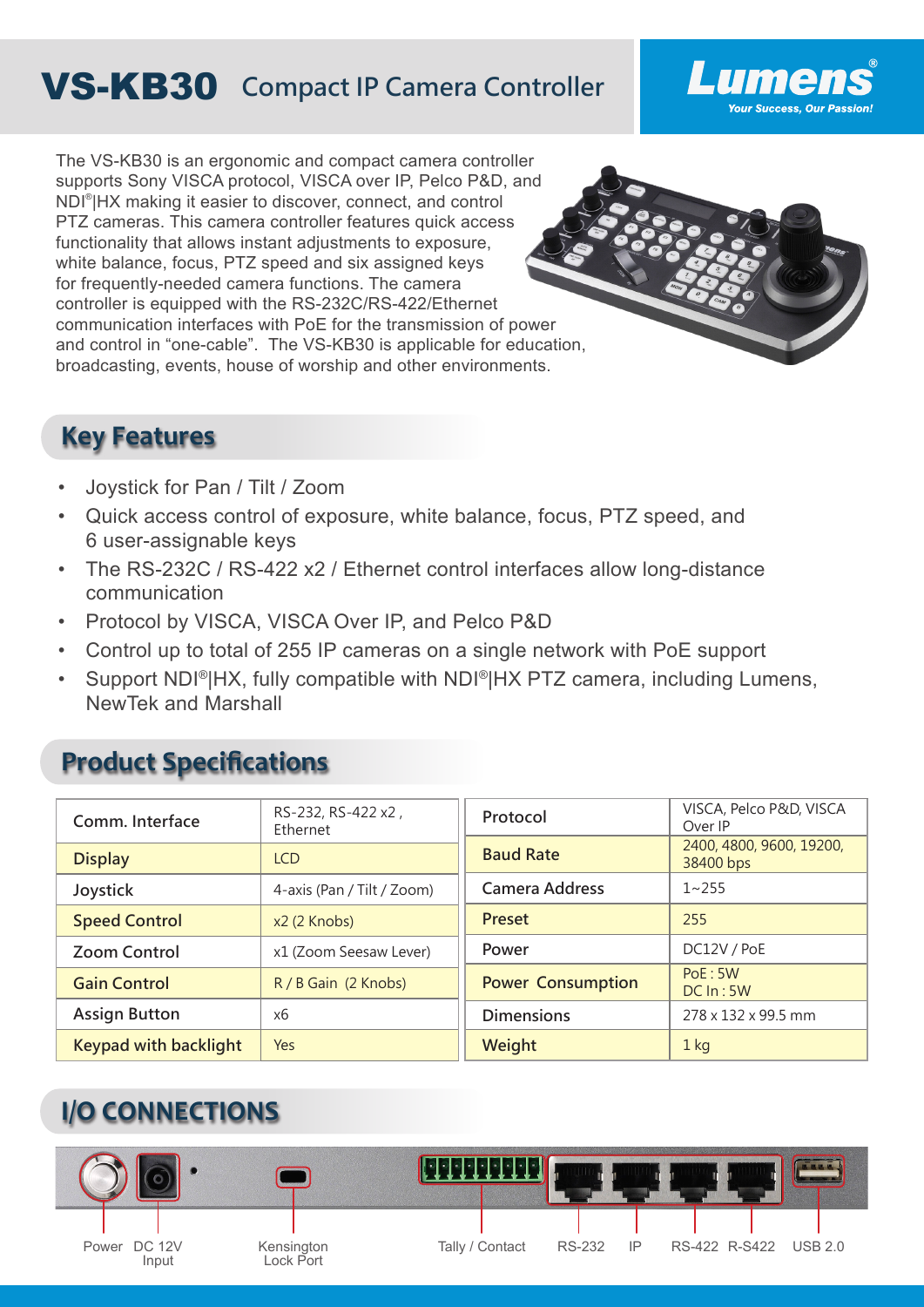# VS-KB30 Compact IP Camera Controller

Lumens®
*Your Success, Our Passion!*

The VS-KB30 is an ergonomic and compact camera controller supports Sony VISCA protocol, VISCA over IP, Pelco P&D, and NDI®|HX making it easier to discover, connect, and control PTZ cameras. This camera controller features quick access functionality that allows instant adjustments to exposure, white balance, focus, PTZ speed and six assigned keys for frequently-needed camera functions. The camera controller is equipped with the RS-232C/RS-422/Ethernet communication interfaces with PoE for the transmission of power and control in "one-cable". The VS-KB30 is applicable for education, broadcasting, events, house of worship and other environments.

## Key Features

- Joystick for Pan / Tilt / Zoom
- Quick access control of exposure, white balance, focus, PTZ speed, and 6 user-assignable keys
- The RS-232C / RS-422 x2 / Ethernet control interfaces allow long-distance communication
- Protocol by VISCA, VISCA Over IP, and Pelco P&D
- Control up to total of 255 IP cameras on a single network with PoE support
- Support NDI®|HX, fully compatible with NDI®|HX PTZ camera, including Lumens, NewTek and Marshall

## Product Specifications

| Comm. Interface | RS-232, RS-422 x2 , Ethernet |
|---|---|
| Display | LCD |
| Joystick | 4-axis (Pan / Tilt / Zoom) |
| Speed Control | x2 (2 Knobs) |
| Zoom Control | x1 (Zoom Seesaw Lever) |
| Gain Control | R / B Gain (2 Knobs) |
| Assign Button | x6 |
| Keypad with backlight | Yes |

| Protocol | VISCA, Pelco P&D, VISCA Over IP |
|---|---|
| Baud Rate | 2400, 4800, 9600, 19200, 38400 bps |
| Camera Address | 1~255 |
| Preset | 255 |
| Power | DC12V / PoE |
| Power Consumption | PoE : 5W<br>DC In : 5W |
| Dimensions | 278 x 132 x 99.5 mm |
| Weight | 1 kg |

## I/O CONNECTIONS

Power, DC 12V Input, Kensington Lock Port, Tally / Contact, RS-232, IP, RS-422, R-S422, USB 2.0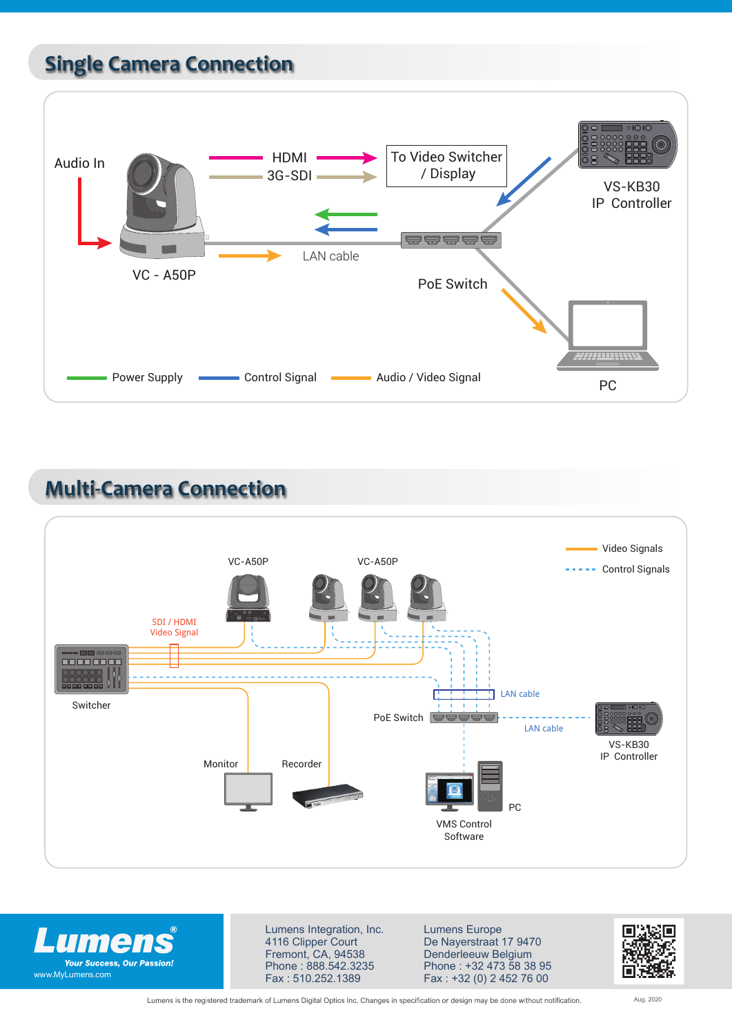## Single Camera Connection

Audio In

HDMI

3G-SDI

To Video Switcher / Display

VS-KB30
IP Controller

VC - A50P

LAN cable

PoE Switch

PC

Power Supply

Control Signal

Audio / Video Signal

## Multi-Camera Connection

VC-A50P

VC-A50P

Video Signals

Control Signals

SDI / HDMI
Video Signal

Switcher

LAN cable

PoE Switch

LAN cable

VS-KB30
IP Controller

Monitor

Recorder

PC

VMS Control
Software

**Lumens**®
*Your Success, Our Passion!*
www.MyLumens.com

Lumens Integration, Inc.
4116 Clipper Court
Fremont, CA, 94538
Phone : 888.542.3235
Fax : 510.252.1389

Lumens Europe
De Nayerstraat 17 9470
Denderleeuw Belgium
Phone : +32 473 58 38 95
Fax : +32 (0) 2 452 76 00

Lumens is the registered trademark of Lumens Digital Optics Inc. Changes in specification or design may be done without notification.

Aug, 2020